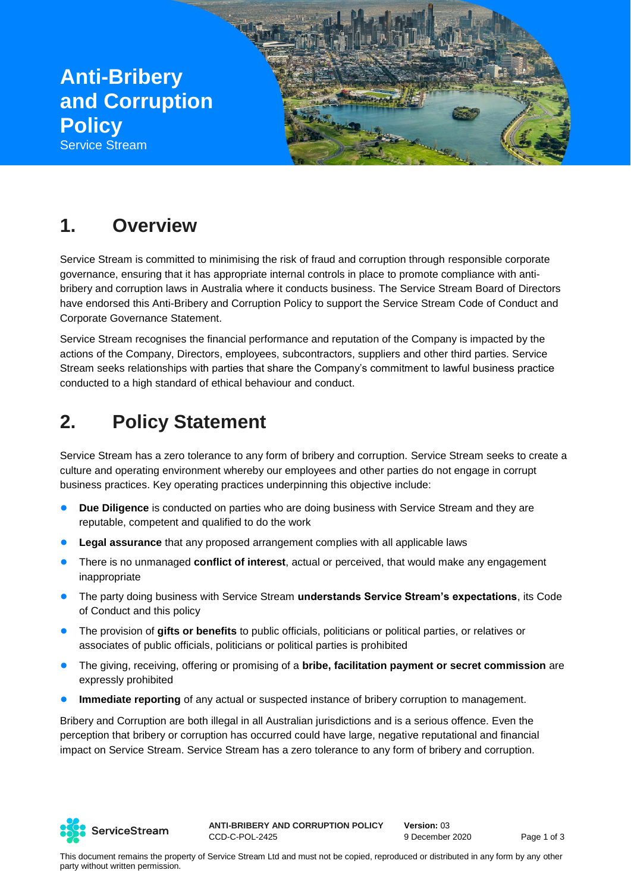# Anti-Bribery and Corruption Policy

Service Stream

## 1. Overview

Service Stream is committed to minimising the risk of fraud and corruption through responsible corporate governance, ensuring that it has appropriate internal controls in place to promote compliance with anti-bribery and corruption laws in Australia where it conducts business. The Service Stream Board of Directors have endorsed this Anti-Bribery and Corruption Policy to support the Service Stream Code of Conduct and Corporate Governance Statement.

Service Stream recognises the financial performance and reputation of the Company is impacted by the actions of the Company, Directors, employees, subcontractors, suppliers and other third parties. Service Stream seeks relationships with parties that share the Company's commitment to lawful business practice conducted to a high standard of ethical behaviour and conduct.

## 2. Policy Statement

Service Stream has a zero tolerance to any form of bribery and corruption. Service Stream seeks to create a culture and operating environment whereby our employees and other parties do not engage in corrupt business practices. Key operating practices underpinning this objective include:

- **Due Diligence** is conducted on parties who are doing business with Service Stream and they are reputable, competent and qualified to do the work
- **Legal assurance** that any proposed arrangement complies with all applicable laws
- There is no unmanaged **conflict of interest**, actual or perceived, that would make any engagement inappropriate
- The party doing business with Service Stream **understands Service Stream's expectations**, its Code of Conduct and this policy
- The provision of **gifts or benefits** to public officials, politicians or political parties, or relatives or associates of public officials, politicians or political parties is prohibited
- The giving, receiving, offering or promising of a **bribe, facilitation payment or secret commission** are expressly prohibited
- **Immediate reporting** of any actual or suspected instance of bribery corruption to management.

Bribery and Corruption are both illegal in all Australian jurisdictions and is a serious offence. Even the perception that bribery or corruption has occurred could have large, negative reputational and financial impact on Service Stream. Service Stream has a zero tolerance to any form of bribery and corruption.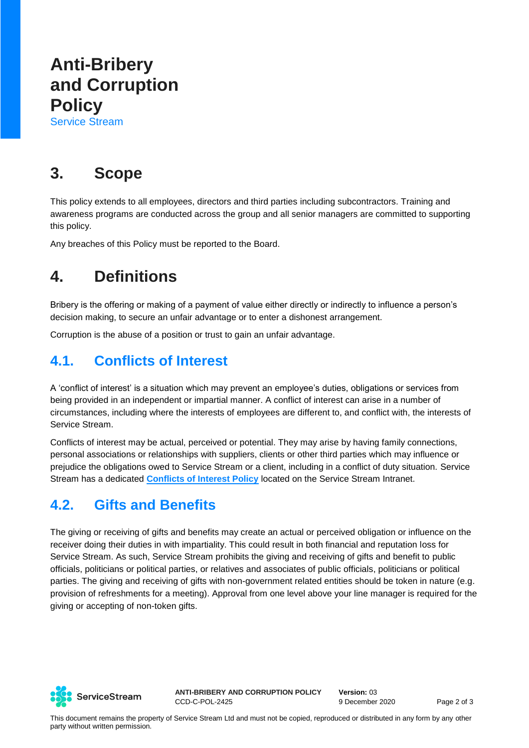# Anti-Bribery and Corruption Policy

Service Stream

## 3. Scope

This policy extends to all employees, directors and third parties including subcontractors. Training and awareness programs are conducted across the group and all senior managers are committed to supporting this policy.

Any breaches of this Policy must be reported to the Board.

## 4. Definitions

Bribery is the offering or making of a payment of value either directly or indirectly to influence a person's decision making, to secure an unfair advantage or to enter a dishonest arrangement.

Corruption is the abuse of a position or trust to gain an unfair advantage.

### 4.1. Conflicts of Interest

A 'conflict of interest' is a situation which may prevent an employee's duties, obligations or services from being provided in an independent or impartial manner. A conflict of interest can arise in a number of circumstances, including where the interests of employees are different to, and conflict with, the interests of Service Stream.

Conflicts of interest may be actual, perceived or potential. They may arise by having family connections, personal associations or relationships with suppliers, clients or other third parties which may influence or prejudice the obligations owed to Service Stream or a client, including in a conflict of duty situation. Service Stream has a dedicated **Conflicts of Interest Policy** located on the Service Stream Intranet.

### 4.2. Gifts and Benefits

The giving or receiving of gifts and benefits may create an actual or perceived obligation or influence on the receiver doing their duties in with impartiality. This could result in both financial and reputation loss for Service Stream. As such, Service Stream prohibits the giving and receiving of gifts and benefit to public officials, politicians or political parties, or relatives and associates of public officials, politicians or political parties. The giving and receiving of gifts with non-government related entities should be token in nature (e.g. provision of refreshments for a meeting). Approval from one level above your line manager is required for the giving or accepting of non-token gifts.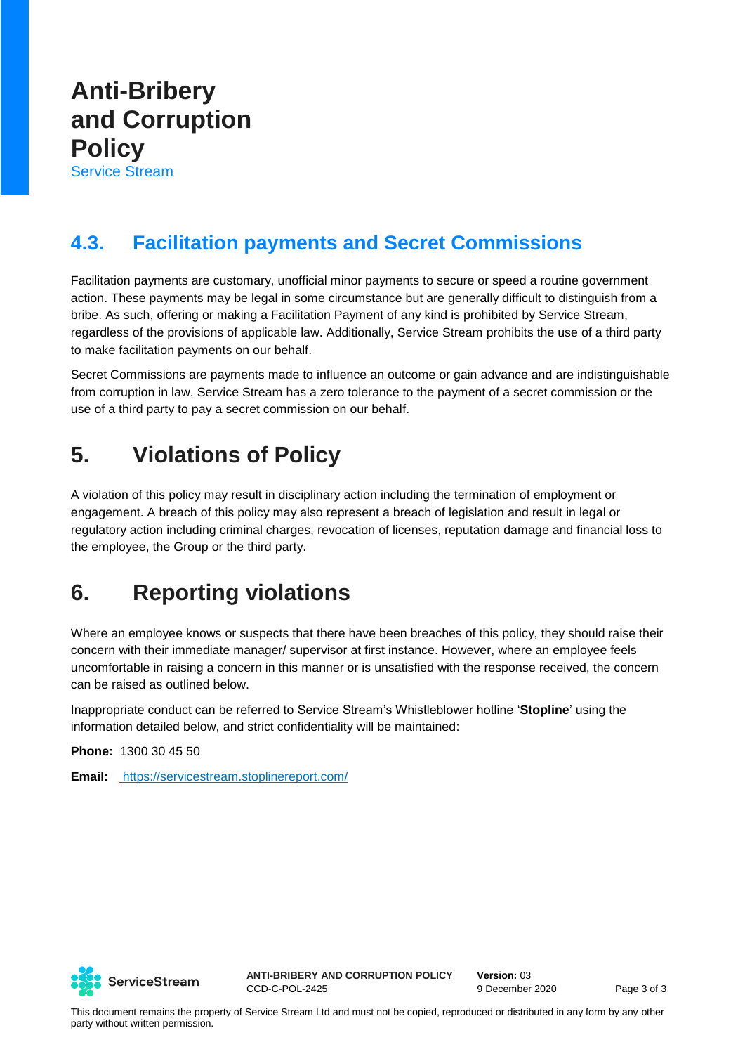## 4.3. Facilitation payments and Secret Commissions

Facilitation payments are customary, unofficial minor payments to secure or speed a routine government action. These payments may be legal in some circumstance but are generally difficult to distinguish from a bribe. As such, offering or making a Facilitation Payment of any kind is prohibited by Service Stream, regardless of the provisions of applicable law. Additionally, Service Stream prohibits the use of a third party to make facilitation payments on our behalf.

Secret Commissions are payments made to influence an outcome or gain advance and are indistinguishable from corruption in law. Service Stream has a zero tolerance to the payment of a secret commission or the use of a third party to pay a secret commission on our behalf.

# 5. Violations of Policy

A violation of this policy may result in disciplinary action including the termination of employment or engagement. A breach of this policy may also represent a breach of legislation and result in legal or regulatory action including criminal charges, revocation of licenses, reputation damage and financial loss to the employee, the Group or the third party.

# 6. Reporting violations

Where an employee knows or suspects that there have been breaches of this policy, they should raise their concern with their immediate manager/ supervisor at first instance. However, where an employee feels uncomfortable in raising a concern in this manner or is unsatisfied with the response received, the concern can be raised as outlined below.

Inappropriate conduct can be referred to Service Stream's Whistleblower hotline '**Stopline**' using the information detailed below, and strict confidentiality will be maintained:

**Phone:** 1300 30 45 50

**Email:** https://servicestream.stoplinereport.com/

This document remains the property of Service Stream Ltd and must not be copied, reproduced or distributed in any form by any other party without written permission.